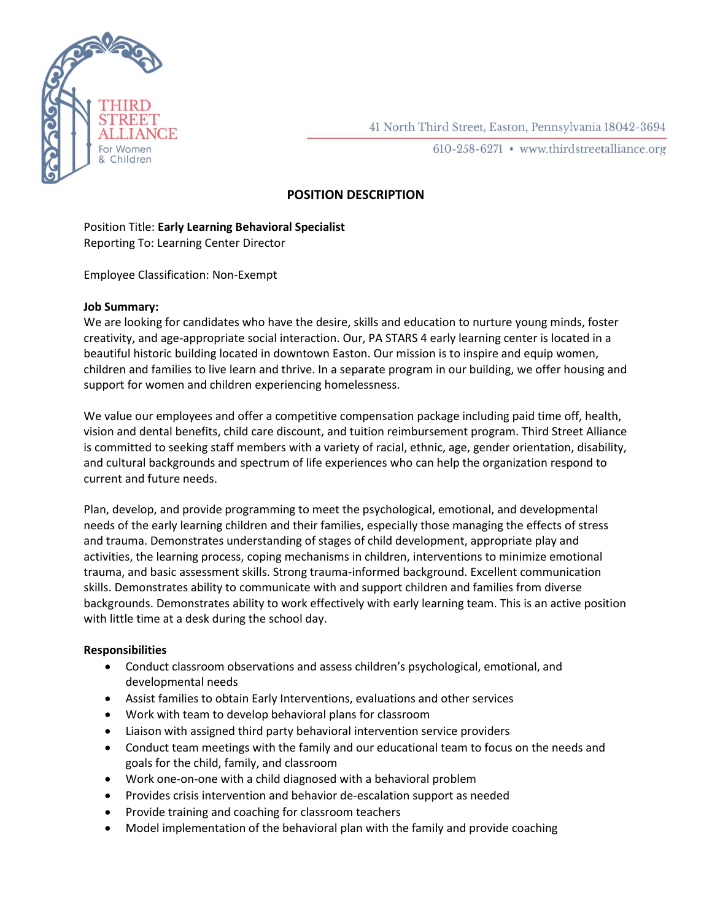THIRD STREET ALLIANCE
For Women & Children

41 North Third Street, Easton, Pennsylvania 18042-3694

610-258-6271 • www.thirdstreetalliance.org

# POSITION DESCRIPTION

Position Title: **Early Learning Behavioral Specialist**
Reporting To: Learning Center Director

Employee Classification: Non-Exempt

**Job Summary:**
We are looking for candidates who have the desire, skills and education to nurture young minds, foster creativity, and age-appropriate social interaction. Our, PA STARS 4 early learning center is located in a beautiful historic building located in downtown Easton. Our mission is to inspire and equip women, children and families to live learn and thrive. In a separate program in our building, we offer housing and support for women and children experiencing homelessness.

We value our employees and offer a competitive compensation package including paid time off, health, vision and dental benefits, child care discount, and tuition reimbursement program. Third Street Alliance is committed to seeking staff members with a variety of racial, ethnic, age, gender orientation, disability, and cultural backgrounds and spectrum of life experiences who can help the organization respond to current and future needs.

Plan, develop, and provide programming to meet the psychological, emotional, and developmental needs of the early learning children and their families, especially those managing the effects of stress and trauma. Demonstrates understanding of stages of child development, appropriate play and activities, the learning process, coping mechanisms in children, interventions to minimize emotional trauma, and basic assessment skills. Strong trauma-informed background. Excellent communication skills. Demonstrates ability to communicate with and support children and families from diverse backgrounds. Demonstrates ability to work effectively with early learning team. This is an active position with little time at a desk during the school day.

**Responsibilities**

- Conduct classroom observations and assess children's psychological, emotional, and developmental needs
- Assist families to obtain Early Interventions, evaluations and other services
- Work with team to develop behavioral plans for classroom
- Liaison with assigned third party behavioral intervention service providers
- Conduct team meetings with the family and our educational team to focus on the needs and goals for the child, family, and classroom
- Work one-on-one with a child diagnosed with a behavioral problem
- Provides crisis intervention and behavior de-escalation support as needed
- Provide training and coaching for classroom teachers
- Model implementation of the behavioral plan with the family and provide coaching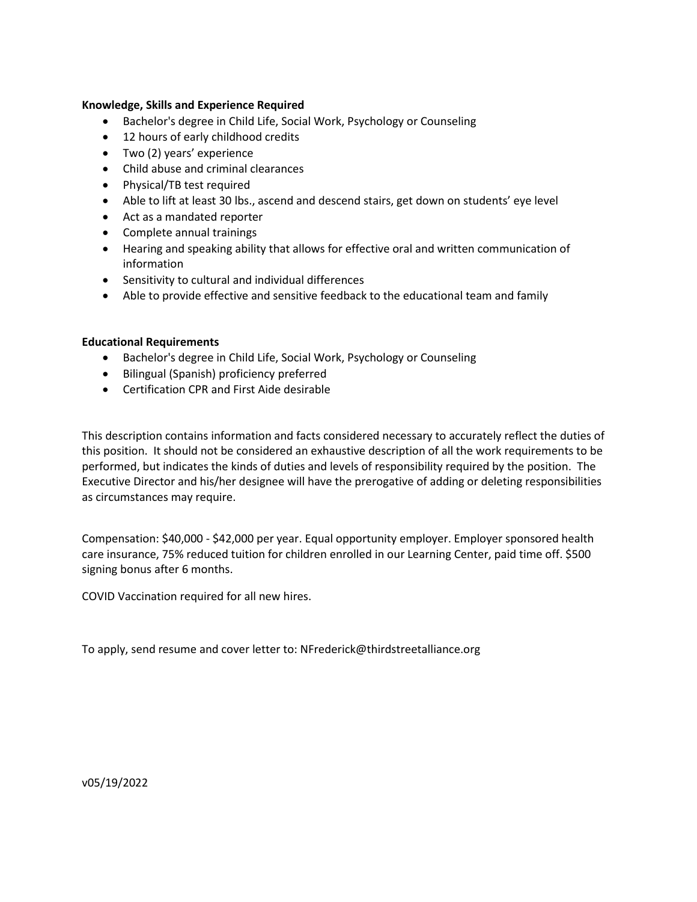**Knowledge, Skills and Experience Required**

- Bachelor's degree in Child Life, Social Work, Psychology or Counseling
- 12 hours of early childhood credits
- Two (2) years' experience
- Child abuse and criminal clearances
- Physical/TB test required
- Able to lift at least 30 lbs., ascend and descend stairs, get down on students' eye level
- Act as a mandated reporter
- Complete annual trainings
- Hearing and speaking ability that allows for effective oral and written communication of information
- Sensitivity to cultural and individual differences
- Able to provide effective and sensitive feedback to the educational team and family

**Educational Requirements**

- Bachelor's degree in Child Life, Social Work, Psychology or Counseling
- Bilingual (Spanish) proficiency preferred
- Certification CPR and First Aide desirable

This description contains information and facts considered necessary to accurately reflect the duties of this position. It should not be considered an exhaustive description of all the work requirements to be performed, but indicates the kinds of duties and levels of responsibility required by the position. The Executive Director and his/her designee will have the prerogative of adding or deleting responsibilities as circumstances may require.

Compensation: $40,000 - $42,000 per year. Equal opportunity employer. Employer sponsored health care insurance, 75% reduced tuition for children enrolled in our Learning Center, paid time off. $500 signing bonus after 6 months.

COVID Vaccination required for all new hires.

To apply, send resume and cover letter to: NFrederick@thirdstreetalliance.org

v05/19/2022